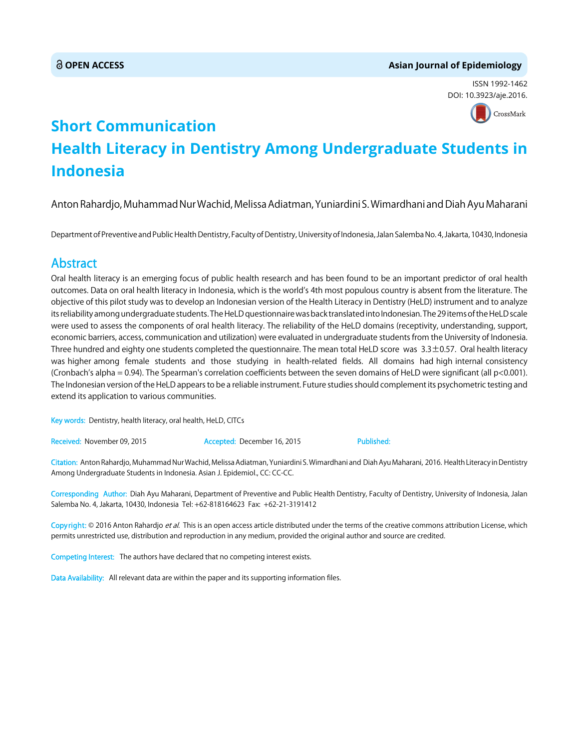OPEN ACCESS

Asian Journal of Epidemiology

ISSN 1992-1462
DOI: 10.3923/aje.2016.

# Short Communication
# Health Literacy in Dentistry Among Undergraduate Students in Indonesia

Anton Rahardjo, Muhammad Nur Wachid, Melissa Adiatman, Yuniardini S. Wimardhani and Diah Ayu Maharani

Department of Preventive and Public Health Dentistry, Faculty of Dentistry, University of Indonesia, Jalan Salemba No. 4, Jakarta, 10430, Indonesia

## Abstract

Oral health literacy is an emerging focus of public health research and has been found to be an important predictor of oral health outcomes. Data on oral health literacy in Indonesia, which is the world's 4th most populous country is absent from the literature. The objective of this pilot study was to develop an Indonesian version of the Health Literacy in Dentistry (HeLD) instrument and to analyze its reliability among undergraduate students. The HeLD questionnaire was back translated into Indonesian. The 29 items of the HeLD scale were used to assess the components of oral health literacy. The reliability of the HeLD domains (receptivity, understanding, support, economic barriers, access, communication and utilization) were evaluated in undergraduate students from the University of Indonesia. Three hundred and eighty one students completed the questionnaire. The mean total HeLD score was $3.3 \pm 0.57$. Oral health literacy was higher among female students and those studying in health-related fields. All domains had high internal consistency (Cronbach's alpha = 0.94). The Spearman's correlation coefficients between the seven domains of HeLD were significant (all $p<0.001$). The Indonesian version of the HeLD appears to be a reliable instrument. Future studies should complement its psychometric testing and extend its application to various communities.

**Key words:** Dentistry, health literacy, oral health, HeLD, CITCs

**Received:** November 09, 2015 **Accepted:** December 16, 2015 **Published:**

**Citation:** Anton Rahardjo, Muhammad Nur Wachid, Melissa Adiatman, Yuniardini S. Wimardhani and Diah Ayu Maharani, 2016. Health Literacy in Dentistry Among Undergraduate Students in Indonesia. Asian J. Epidemiol., CC: CC-CC.

**Corresponding Author:** Diah Ayu Maharani, Department of Preventive and Public Health Dentistry, Faculty of Dentistry, University of Indonesia, Jalan Salemba No. 4, Jakarta, 10430, Indonesia Tel: +62-818164623 Fax: +62-21-3191412

**Copyright:** © 2016 Anton Rahardjo *et al*. This is an open access article distributed under the terms of the creative commons attribution License, which permits unrestricted use, distribution and reproduction in any medium, provided the original author and source are credited.

**Competing Interest:** The authors have declared that no competing interest exists.

**Data Availability:** All relevant data are within the paper and its supporting information files.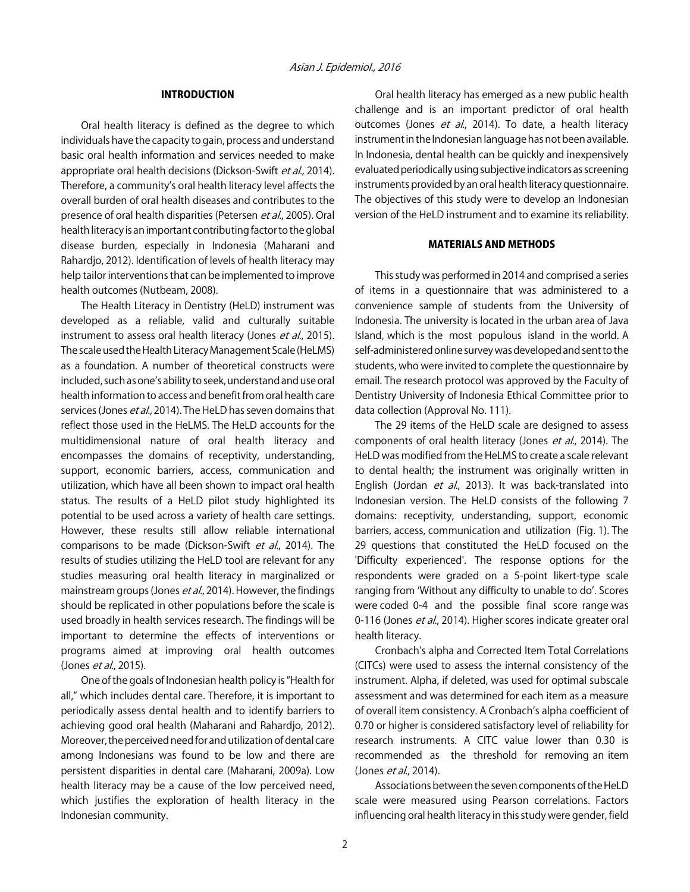## INTRODUCTION

Oral health literacy is defined as the degree to which individuals have the capacity to gain, process and understand basic oral health information and services needed to make appropriate oral health decisions (Dickson-Swift *et al*., 2014). Therefore, a community's oral health literacy level affects the overall burden of oral health diseases and contributes to the presence of oral health disparities (Petersen *et al*., 2005). Oral health literacy is an important contributing factor to the global disease burden, especially in Indonesia (Maharani and Rahardjo, 2012). Identification of levels of health literacy may help tailor interventions that can be implemented to improve health outcomes (Nutbeam, 2008).

The Health Literacy in Dentistry (HeLD) instrument was developed as a reliable, valid and culturally suitable instrument to assess oral health literacy (Jones *et al*., 2015). The scale used the Health Literacy Management Scale (HeLMS) as a foundation. A number of theoretical constructs were included, such as one's ability to seek, understand and use oral health information to access and benefit from oral health care services (Jones *et al*., 2014). The HeLD has seven domains that reflect those used in the HeLMS. The HeLD accounts for the multidimensional nature of oral health literacy and encompasses the domains of receptivity, understanding, support, economic barriers, access, communication and utilization, which have all been shown to impact oral health status. The results of a HeLD pilot study highlighted its potential to be used across a variety of health care settings. However, these results still allow reliable international comparisons to be made (Dickson-Swift *et al*., 2014). The results of studies utilizing the HeLD tool are relevant for any studies measuring oral health literacy in marginalized or mainstream groups (Jones *et al*., 2014). However, the findings should be replicated in other populations before the scale is used broadly in health services research. The findings will be important to determine the effects of interventions or programs aimed at improving oral health outcomes (Jones *et al*., 2015).

One of the goals of Indonesian health policy is "Health for all," which includes dental care. Therefore, it is important to periodically assess dental health and to identify barriers to achieving good oral health (Maharani and Rahardjo, 2012). Moreover, the perceived need for and utilization of dental care among Indonesians was found to be low and there are persistent disparities in dental care (Maharani, 2009a). Low health literacy may be a cause of the low perceived need, which justifies the exploration of health literacy in the Indonesian community.

Oral health literacy has emerged as a new public health challenge and is an important predictor of oral health outcomes (Jones *et al*., 2014). To date, a health literacy instrument in the Indonesian language has not been available. In Indonesia, dental health can be quickly and inexpensively evaluated periodically using subjective indicators as screening instruments provided by an oral health literacy questionnaire. The objectives of this study were to develop an Indonesian version of the HeLD instrument and to examine its reliability.

## MATERIALS AND METHODS

This study was performed in 2014 and comprised a series of items in a questionnaire that was administered to a convenience sample of students from the University of Indonesia. The university is located in the urban area of Java Island, which is the most populous island in the world. A self-administered online survey was developed and sent to the students, who were invited to complete the questionnaire by email. The research protocol was approved by the Faculty of Dentistry University of Indonesia Ethical Committee prior to data collection (Approval No. 111).

The 29 items of the HeLD scale are designed to assess components of oral health literacy (Jones *et al*., 2014). The HeLD was modified from the HeLMS to create a scale relevant to dental health; the instrument was originally written in English (Jordan *et al*., 2013). It was back-translated into Indonesian version. The HeLD consists of the following 7 domains: receptivity, understanding, support, economic barriers, access, communication and utilization (Fig. 1). The 29 questions that constituted the HeLD focused on the 'Difficulty experienced'. The response options for the respondents were graded on a 5-point likert-type scale ranging from 'Without any difficulty to unable to do'. Scores were coded 0-4 and the possible final score range was 0-116 (Jones *et al*., 2014). Higher scores indicate greater oral health literacy.

Cronbach's alpha and Corrected Item Total Correlations (CITCs) were used to assess the internal consistency of the instrument. Alpha, if deleted, was used for optimal subscale assessment and was determined for each item as a measure of overall item consistency. A Cronbach's alpha coefficient of 0.70 or higher is considered satisfactory level of reliability for research instruments. A CITC value lower than 0.30 is recommended as the threshold for removing an item (Jones *et al*., 2014).

Associations between the seven components of the HeLD scale were measured using Pearson correlations. Factors influencing oral health literacy in this study were gender, field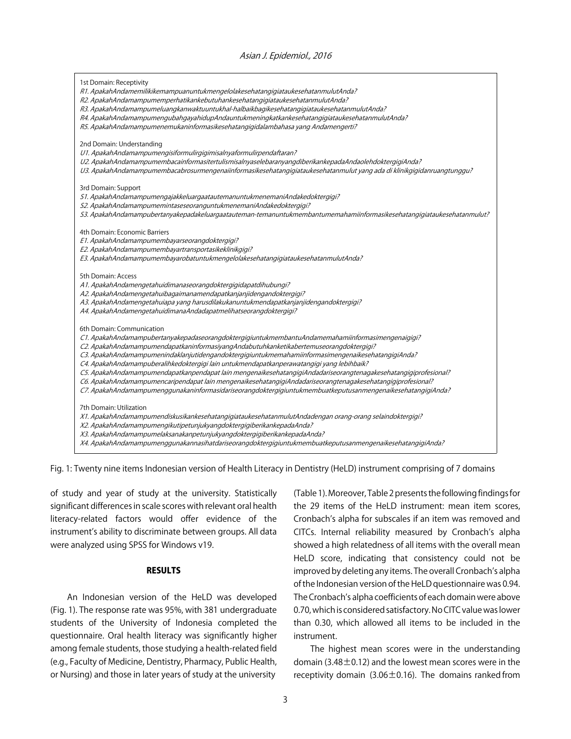1st Domain: Receptivity

*R1. ApakahAndamemilikikemampuanuntukmengelolakesehatangigiataukesehatanmulutAnda?*
*R2. ApakahAndamampumemperhatikankebutuhankesehatangigiataukesehatanmulutAnda?*
*R3. ApakahAndamampumeluangkanwaktuuntukhal-halbaikbagikesehatangigiataukesehatanmulutAnda?*
*R4. ApakahAndamampumengubahgayahidupAndauntukmeningkatkankesehatangigiataukesehatanmulutAnda?*
*R5. ApakahAndamampumenemukaninformasikesehatangigidalambahasa yang Andamengerti?*

2nd Domain: Understanding

*U1. ApakahAndamampumengisiformulirgigimisalnyaformulirpendaftaran?*
*U2. ApakahAndamampumembacainformasitertulismisalnyaselebaranyangdiberikankepadaAndaolehdoktergigiAnda?*
*U3. ApakahAndamampumembacabrosurmengenaiinformasikesehatangigiataukesehatanmulut yang ada di klinikgigidanruangtunggu?*

3rd Domain: Support

*S1. ApakahAndamampumengajakkeluargaatautemanuntukmenemaniAndakedoktergigi?*
*S2. ApakahAndamampumemintaseseoranguntukmenemaniAndakedoktergigi?*
*S3. ApakahAndamampubertanyakepadakeluargaatauteman-temanuntukmembantumemahamiinformasikesehatangigiataukesehatanmulut?*

4th Domain: Economic Barriers

*E1. ApakahAndamampumembayarseorangdoktergigi?*
*E2. ApakahAndamampumembayartransportasikeklinikgigi?*
*E3. ApakahAndamampumembayarobatuntukmengelolakesehatangigiataukesehatanmulutAnda?*

5th Domain: Access

*A1. ApakahAndamengetahuidimanaseorangdoktergigidapatdihubungi?*
*A2. ApakahAndamengetahuibagaimanamendapatkanjanjidengandoktergigi?*
*A3. ApakahAndamengetahuiapa yang harusdilakukanuntukmendapatkanjanjidengandoktergigi?*
*A4. ApakahAndamengetahuidimanaAndadapatmelihatseorangdoktergigi?*

6th Domain: Communication

*C1. ApakahAndamampubertanyakepadaseorangdoktergigiuntukmembantuAndamemahamiinformasimengenaigigi?*
*C2. ApakahAndamampumendapatkaninformasiyangAndabutuhkanketikabertemuseorangdoktergigi?*
*C3. ApakahAndamampumenindaklanjutidengandoktergigiuntukmemahamiinformasimengenaikesehatangigiAnda?*
*C4. ApakahAndamampuberalihkedoktergigi lain untukmendapatkanperawatangigi yang lebihbaik?*
*C5. ApakahAndamampumendapatkanpendapat lain mengenaikesehatangigiAndadariseorangtenagakesehatangigiprofesional?*
*C6. ApakahAndamampumencaripendapat lain mengenaikesehatangigiAndadariseorangtenagakesehatangigiprofesional?*
*C7. ApakahAndamampumenggunakaninformasidariseorangdoktergigiuntukmembuatkeputusanmengenaikesehatangigiAnda?*

7th Domain: Utilization

*X1. ApakahAndamampumendiskusikankesehatangigiataukesehatanmulutAndadengan orang-orang selaindoktergigi?*
*X2. ApakahAndamampumengikutipetunjukyangdoktergigiberikankepadaAnda?*
*X3. ApakahAndamampumelaksanakanpetunjukyangdoktergigiberikankepadaAnda?*
*X4. ApakahAndamampumenggunakannasihatdariseorangdoktergigiuntukmembuatkeputusanmengenaikesehatangigiAnda?*

Fig. 1: Twenty nine items Indonesian version of Health Literacy in Dentistry (HeLD) instrument comprising of 7 domains

of study and year of study at the university. Statistically significant differences in scale scores with relevant oral health literacy-related factors would offer evidence of the instrument's ability to discriminate between groups. All data were analyzed using SPSS for Windows v19.

## RESULTS

An Indonesian version of the HeLD was developed (Fig. 1). The response rate was 95%, with 381 undergraduate students of the University of Indonesia completed the questionnaire. Oral health literacy was significantly higher among female students, those studying a health-related field (e.g., Faculty of Medicine, Dentistry, Pharmacy, Public Health, or Nursing) and those in later years of study at the university (Table 1). Moreover, Table 2 presents the following findings for the 29 items of the HeLD instrument: mean item scores, Cronbach's alpha for subscales if an item was removed and CITCs. Internal reliability measured by Cronbach's alpha showed a high relatedness of all items with the overall mean HeLD score, indicating that consistency could not be improved by deleting any items. The overall Cronbach's alpha of the Indonesian version of the HeLD questionnaire was 0.94. The Cronbach's alpha coefficients of each domain were above 0.70, which is considered satisfactory. No CITC value was lower than 0.30, which allowed all items to be included in the instrument.

The highest mean scores were in the understanding domain ($3.48 \pm 0.12$) and the lowest mean scores were in the receptivity domain ($3.06 \pm 0.16$). The domains ranked from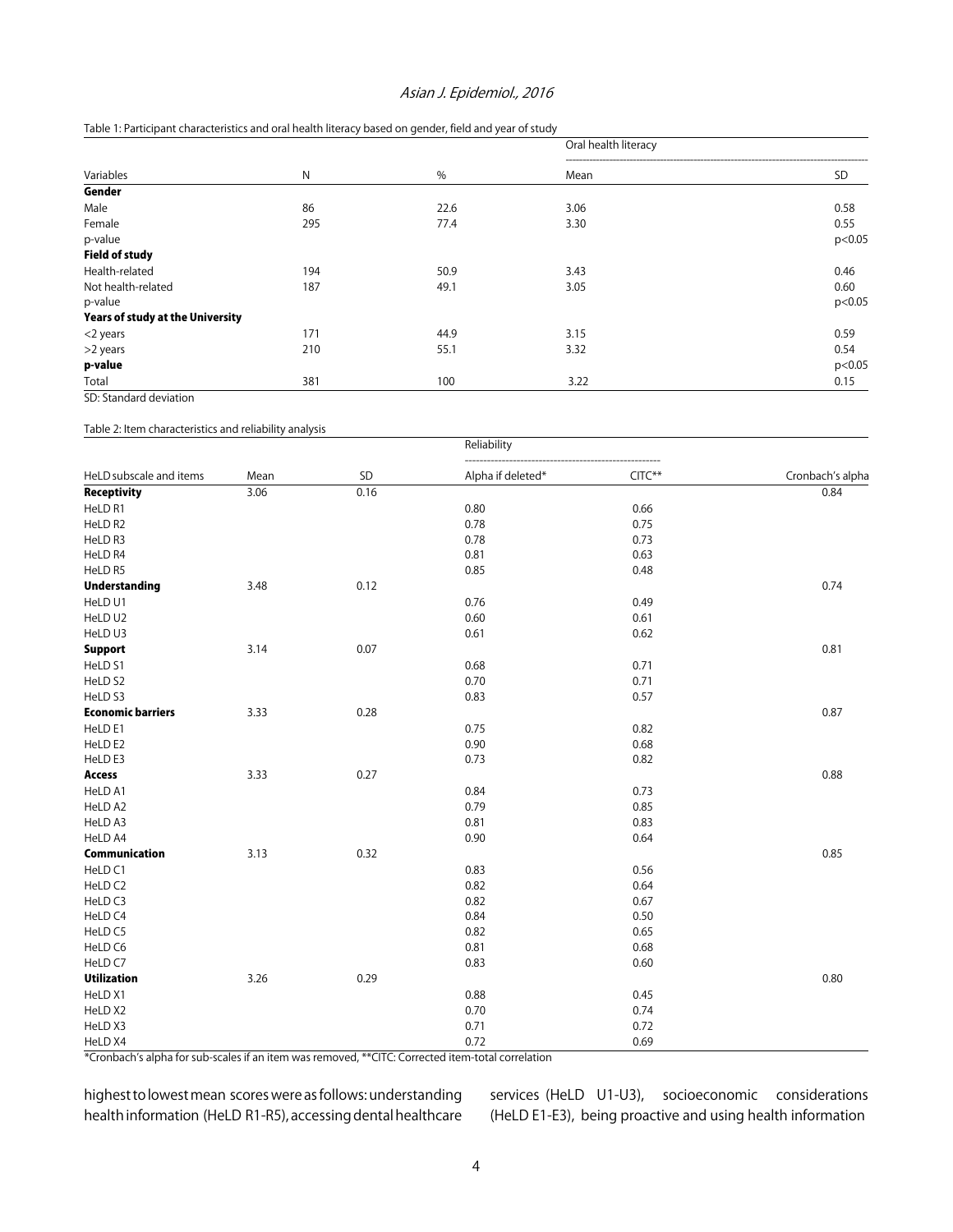Table 1: Participant characteristics and oral health literacy based on gender, field and year of study

| | | | Oral health literacy | |
|---|---|---|---|---|
| Variables | N | % | Mean | SD |
| **Gender** | | | | |
| Male | 86 | 22.6 | 3.06 | 0.58 |
| Female | 295 | 77.4 | 3.30 | 0.55 |
| p-value | | | | p<0.05 |
| **Field of study** | | | | |
| Health-related | 194 | 50.9 | 3.43 | 0.46 |
| Not health-related | 187 | 49.1 | 3.05 | 0.60 |
| p-value | | | | p<0.05 |
| **Years of study at the University** | | | | |
| <2 years | 171 | 44.9 | 3.15 | 0.59 |
| >2 years | 210 | 55.1 | 3.32 | 0.54 |
| **p-value** | | | | p<0.05 |
| Total | 381 | 100 | 3.22 | 0.15 |

SD: Standard deviation

Table 2: Item characteristics and reliability analysis

| | | | Reliability | | |
|---|---|---|---|---|---|
| HeLD subscale and items | Mean | SD | Alpha if deleted* | CITC** | Cronbach's alpha |
| **Receptivity** | 3.06 | 0.16 | | | 0.84 |
| HeLD R1 | | | 0.80 | 0.66 | |
| HeLD R2 | | | 0.78 | 0.75 | |
| HeLD R3 | | | 0.78 | 0.73 | |
| HeLD R4 | | | 0.81 | 0.63 | |
| HeLD R5 | | | 0.85 | 0.48 | |
| **Understanding** | 3.48 | 0.12 | | | 0.74 |
| HeLD U1 | | | 0.76 | 0.49 | |
| HeLD U2 | | | 0.60 | 0.61 | |
| HeLD U3 | | | 0.61 | 0.62 | |
| **Support** | 3.14 | 0.07 | | | 0.81 |
| HeLD S1 | | | 0.68 | 0.71 | |
| HeLD S2 | | | 0.70 | 0.71 | |
| HeLD S3 | | | 0.83 | 0.57 | |
| **Economic barriers** | 3.33 | 0.28 | | | 0.87 |
| HeLD E1 | | | 0.75 | 0.82 | |
| HeLD E2 | | | 0.90 | 0.68 | |
| HeLD E3 | | | 0.73 | 0.82 | |
| **Access** | 3.33 | 0.27 | | | 0.88 |
| HeLD A1 | | | 0.84 | 0.73 | |
| HeLD A2 | | | 0.79 | 0.85 | |
| HeLD A3 | | | 0.81 | 0.83 | |
| HeLD A4 | | | 0.90 | 0.64 | |
| **Communication** | 3.13 | 0.32 | | | 0.85 |
| HeLD C1 | | | 0.83 | 0.56 | |
| HeLD C2 | | | 0.82 | 0.64 | |
| HeLD C3 | | | 0.82 | 0.67 | |
| HeLD C4 | | | 0.84 | 0.50 | |
| HeLD C5 | | | 0.82 | 0.65 | |
| HeLD C6 | | | 0.81 | 0.68 | |
| HeLD C7 | | | 0.83 | 0.60 | |
| **Utilization** | 3.26 | 0.29 | | | 0.80 |
| HeLD X1 | | | 0.88 | 0.45 | |
| HeLD X2 | | | 0.70 | 0.74 | |
| HeLD X3 | | | 0.71 | 0.72 | |
| HeLD X4 | | | 0.72 | 0.69 | |

*Cronbach's alpha for sub-scales if an item was removed, **CITC: Corrected item-total correlation

highest to lowest mean scores were as follows: understanding health information (HeLD R1-R5), accessing dental healthcare services (HeLD U1-U3), socioeconomic considerations (HeLD E1-E3), being proactive and using health information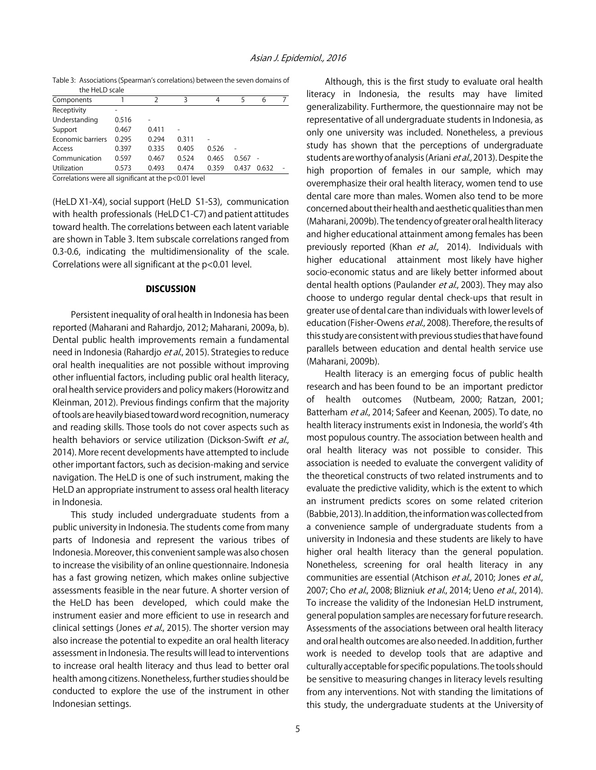Table 3: Associations (Spearman's correlations) between the seven domains of the HeLD scale

| Components | 1 | 2 | 3 | 4 | 5 | 6 | 7 |
|---|---|---|---|---|---|---|---|
| Receptivity | - | | | | | | |
| Understanding | 0.516 | - | | | | | |
| Support | 0.467 | 0.411 | - | | | | |
| Economic barriers | 0.295 | 0.294 | 0.311 | - | | | |
| Access | 0.397 | 0.335 | 0.405 | 0.526 | - | | |
| Communication | 0.597 | 0.467 | 0.524 | 0.465 | 0.567 | - | |
| Utilization | 0.573 | 0.493 | 0.474 | 0.359 | 0.437 | 0.632 | - |

Correlations were all significant at the p<0.01 level

(HeLD X1-X4), social support (HeLD S1-S3), communication with health professionals (HeLD C1-C7) and patient attitudes toward health. The correlations between each latent variable are shown in Table 3. Item subscale correlations ranged from 0.3-0.6, indicating the multidimensionality of the scale. Correlations were all significant at the $p<0.01$ level.

## DISCUSSION

Persistent inequality of oral health in Indonesia has been reported (Maharani and Rahardjo, 2012; Maharani, 2009a, b). Dental public health improvements remain a fundamental need in Indonesia (Rahardjo *et al*., 2015). Strategies to reduce oral health inequalities are not possible without improving other influential factors, including public oral health literacy, oral health service providers and policy makers (Horowitz and Kleinman, 2012). Previous findings confirm that the majority of tools are heavily biased toward word recognition, numeracy and reading skills. Those tools do not cover aspects such as health behaviors or service utilization (Dickson-Swift *et al*., 2014). More recent developments have attempted to include other important factors, such as decision-making and service navigation. The HeLD is one of such instrument, making the HeLD an appropriate instrument to assess oral health literacy in Indonesia.

This study included undergraduate students from a public university in Indonesia. The students come from many parts of Indonesia and represent the various tribes of Indonesia. Moreover, this convenient sample was also chosen to increase the visibility of an online questionnaire. Indonesia has a fast growing netizen, which makes online subjective assessments feasible in the near future. A shorter version of the HeLD has been developed, which could make the instrument easier and more efficient to use in research and clinical settings (Jones *et al*., 2015). The shorter version may also increase the potential to expedite an oral health literacy assessment in Indonesia. The results will lead to interventions to increase oral health literacy and thus lead to better oral health among citizens. Nonetheless, further studies should be conducted to explore the use of the instrument in other Indonesian settings.

Although, this is the first study to evaluate oral health literacy in Indonesia, the results may have limited generalizability. Furthermore, the questionnaire may not be representative of all undergraduate students in Indonesia, as only one university was included. Nonetheless, a previous study has shown that the perceptions of undergraduate students are worthy of analysis (Ariani *et al*., 2013). Despite the high proportion of females in our sample, which may overemphasize their oral health literacy, women tend to use dental care more than males. Women also tend to be more concerned about their health and aesthetic qualities than men (Maharani, 2009b). The tendency of greater oral health literacy and higher educational attainment among females has been previously reported (Khan *et al*., 2014). Individuals with higher educational attainment most likely have higher socio-economic status and are likely better informed about dental health options (Paulander *et al*., 2003). They may also choose to undergo regular dental check-ups that result in greater use of dental care than individuals with lower levels of education (Fisher-Owens *et al*., 2008). Therefore, the results of this study are consistent with previous studies that have found parallels between education and dental health service use (Maharani, 2009b).

Health literacy is an emerging focus of public health research and has been found to be an important predictor of health outcomes (Nutbeam, 2000; Ratzan, 2001; Batterham *et al*., 2014; Safeer and Keenan, 2005). To date, no health literacy instruments exist in Indonesia, the world's 4th most populous country. The association between health and oral health literacy was not possible to consider. This association is needed to evaluate the convergent validity of the theoretical constructs of two related instruments and to evaluate the predictive validity, which is the extent to which an instrument predicts scores on some related criterion (Babbie, 2013). In addition, the information was collected from a convenience sample of undergraduate students from a university in Indonesia and these students are likely to have higher oral health literacy than the general population. Nonetheless, screening for oral health literacy in any communities are essential (Atchison *et al*., 2010; Jones *et al*., 2007; Cho *et al*., 2008; Blizniuk *et al*., 2014; Ueno *et al*., 2014). To increase the validity of the Indonesian HeLD instrument, general population samples are necessary for future research. Assessments of the associations between oral health literacy and oral health outcomes are also needed. In addition, further work is needed to develop tools that are adaptive and culturally acceptable for specific populations. The tools should be sensitive to measuring changes in literacy levels resulting from any interventions. Not with standing the limitations of this study, the undergraduate students at the University of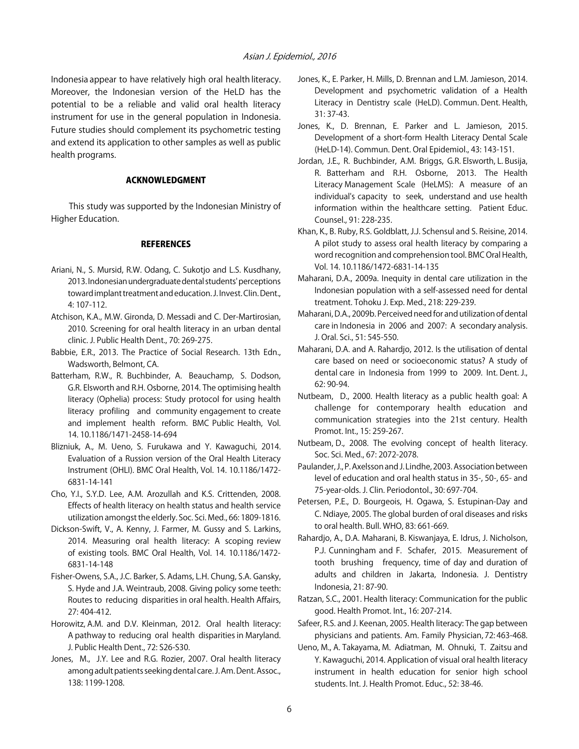Indonesia appear to have relatively high oral health literacy. Moreover, the Indonesian version of the HeLD has the potential to be a reliable and valid oral health literacy instrument for use in the general population in Indonesia. Future studies should complement its psychometric testing and extend its application to other samples as well as public health programs.

## ACKNOWLEDGMENT

This study was supported by the Indonesian Ministry of Higher Education.

## REFERENCES

Ariani, N., S. Mursid, R.W. Odang, C. Sukotjo and L.S. Kusdhany, 2013. Indonesian undergraduate dental students' perceptions toward implant treatment and education. J. Invest. Clin. Dent., 4: 107-112.

Atchison, K.A., M.W. Gironda, D. Messadi and C. Der-Martirosian, 2010. Screening for oral health literacy in an urban dental clinic. J. Public Health Dent., 70: 269-275.

Babbie, E.R., 2013. The Practice of Social Research. 13th Edn., Wadsworth, Belmont, CA.

Batterham, R.W., R. Buchbinder, A. Beauchamp, S. Dodson, G.R. Elsworth and R.H. Osborne, 2014. The optimising health literacy (Ophelia) process: Study protocol for using health literacy profiling and community engagement to create and implement health reform. BMC Public Health, Vol. 14. 10.1186/1471-2458-14-694

Blizniuk, A., M. Ueno, S. Furukawa and Y. Kawaguchi, 2014. Evaluation of a Russion version of the Oral Health Literacy Instrument (OHLI). BMC Oral Health, Vol. 14. 10.1186/1472-6831-14-141

Cho, Y.I., S.Y.D. Lee, A.M. Arozullah and K.S. Crittenden, 2008. Effects of health literacy on health status and health service utilization amongst the elderly. Soc. Sci. Med., 66: 1809-1816.

Dickson-Swift, V., A. Kenny, J. Farmer, M. Gussy and S. Larkins, 2014. Measuring oral health literacy: A scoping review of existing tools. BMC Oral Health, Vol. 14. 10.1186/1472-6831-14-148

Fisher-Owens, S.A., J.C. Barker, S. Adams, L.H. Chung, S.A. Gansky, S. Hyde and J.A. Weintraub, 2008. Giving policy some teeth: Routes to reducing disparities in oral health. Health Affairs, 27: 404-412.

Horowitz, A.M. and D.V. Kleinman, 2012. Oral health literacy: A pathway to reducing oral health disparities in Maryland. J. Public Health Dent., 72: S26-S30.

Jones, M., J.Y. Lee and R.G. Rozier, 2007. Oral health literacy among adult patients seeking dental care. J. Am. Dent. Assoc., 138: 1199-1208.

Jones, K., E. Parker, H. Mills, D. Brennan and L.M. Jamieson, 2014. Development and psychometric validation of a Health Literacy in Dentistry scale (HeLD). Commun. Dent. Health, 31: 37-43.

Jones, K., D. Brennan, E. Parker and L. Jamieson, 2015. Development of a short-form Health Literacy Dental Scale (HeLD-14). Commun. Dent. Oral Epidemiol., 43: 143-151.

Jordan, J.E., R. Buchbinder, A.M. Briggs, G.R. Elsworth, L. Busija, R. Batterham and R.H. Osborne, 2013. The Health Literacy Management Scale (HeLMS): A measure of an individual's capacity to seek, understand and use health information within the healthcare setting. Patient Educ. Counsel., 91: 228-235.

Khan, K., B. Ruby, R.S. Goldblatt, J.J. Schensul and S. Reisine, 2014. A pilot study to assess oral health literacy by comparing a word recognition and comprehension tool. BMC Oral Health, Vol. 14. 10.1186/1472-6831-14-135

Maharani, D.A., 2009a. Inequity in dental care utilization in the Indonesian population with a self-assessed need for dental treatment. Tohoku J. Exp. Med., 218: 229-239.

Maharani, D.A., 2009b. Perceived need for and utilization of dental care in Indonesia in 2006 and 2007: A secondary analysis. J. Oral. Sci., 51: 545-550.

Maharani, D.A. and A. Rahardjo, 2012. Is the utilisation of dental care based on need or socioeconomic status? A study of dental care in Indonesia from 1999 to 2009. Int. Dent. J., 62: 90-94.

Nutbeam, D., 2000. Health literacy as a public health goal: A challenge for contemporary health education and communication strategies into the 21st century. Health Promot. Int., 15: 259-267.

Nutbeam, D., 2008. The evolving concept of health literacy. Soc. Sci. Med., 67: 2072-2078.

Paulander, J., P. Axelsson and J. Lindhe, 2003. Association between level of education and oral health status in 35-, 50-, 65- and 75-year-olds. J. Clin. Periodontol., 30: 697-704.

Petersen, P.E., D. Bourgeois, H. Ogawa, S. Estupinan-Day and C. Ndiaye, 2005. The global burden of oral diseases and risks to oral health. Bull. WHO, 83: 661-669.

Rahardjo, A., D.A. Maharani, B. Kiswanjaya, E. Idrus, J. Nicholson, P.J. Cunningham and F. Schafer, 2015. Measurement of tooth brushing frequency, time of day and duration of adults and children in Jakarta, Indonesia. J. Dentistry Indonesia, 21: 87-90.

Ratzan, S.C., 2001. Health literacy: Communication for the public good. Health Promot. Int., 16: 207-214.

Safeer, R.S. and J. Keenan, 2005. Health literacy: The gap between physicians and patients. Am. Family Physician, 72: 463-468.

Ueno, M., A. Takayama, M. Adiatman, M. Ohnuki, T. Zaitsu and Y. Kawaguchi, 2014. Application of visual oral health literacy instrument in health education for senior high school students. Int. J. Health Promot. Educ., 52: 38-46.